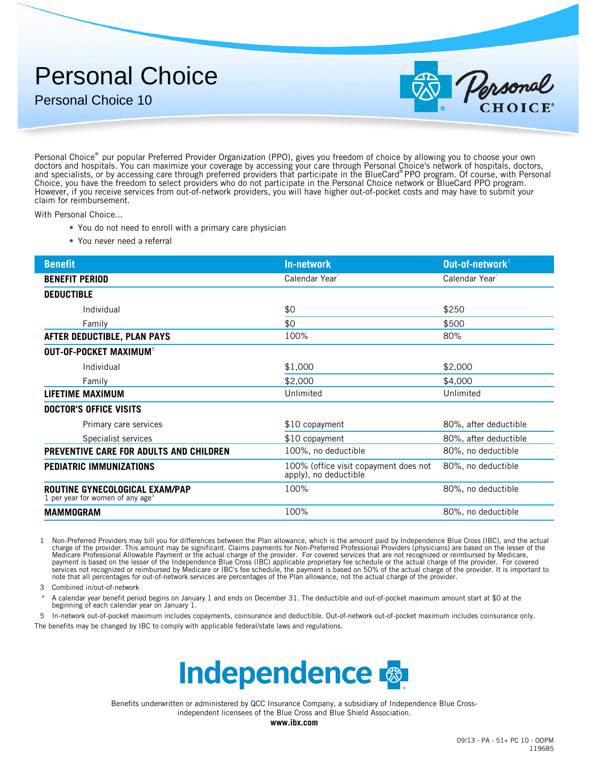# Personal Choice

## Personal Choice 10

Personal Choice® our popular Preferred Provider Organization (PPO), gives you freedom of choice by allowing you to choose your own doctors and hospitals. You can maximize your coverage by accessing your care through Personal Choice's network of hospitals, doctors, and specialists, or by accessing care through preferred providers that participate in the BlueCard® PPO program. Of course, with Personal Choice, you have the freedom to select providers who do not participate in the Personal Choice network or BlueCard PPO program. However, if you receive services from out-of-network providers, you will have higher out-of-pocket costs and may have to submit your claim for reimbursement.

With Personal Choice...

- You do not need to enroll with a primary care physician
- You never need a referral

| Benefit | In-network | Out-of-network[1] |
|---|---|---|
| **BENEFIT PERIOD** | Calendar Year* | Calendar Year* |
| **DEDUCTIBLE** | | |
| Individual | $0 | $250 |
| Family | $0 | $500 |
| **AFTER DEDUCTIBLE, PLAN PAYS** | 100% | 80% |
| **OUT-OF-POCKET MAXIMUM**[5] | | |
| Individual | $1,000 | $2,000 |
| Family | $2,000 | $4,000 |
| **LIFETIME MAXIMUM** | Unlimited | Unlimited |
| **DOCTOR'S OFFICE VISITS** | | |
| Primary care services | $10 copayment | 80%, after deductible |
| Specialist services | $10 copayment | 80%, after deductible |
| **PREVENTIVE CARE FOR ADULTS AND CHILDREN** | 100%, no deductible | 80%, no deductible |
| **PEDIATRIC IMMUNIZATIONS** | 100% (office visit copayment does not apply), no deductible | 80%, no deductible |
| **ROUTINE GYNECOLOGICAL EXAM/PAP** 1 per year for women of any age[3] | 100% | 80%, no deductible |
| **MAMMOGRAM** | 100% | 80%, no deductible |

1 Non-Preferred Providers may bill you for differences between the Plan allowance, which is the amount paid by Independence Blue Cross (IBC), and the actual charge of the provider. This amount may be significant. Claims payments for Non-Preferred Professional Providers (physicians) are based on the lesser of the Medicare Professional Allowable Payment or the actual charge of the provider. For covered services that are not recognized or reimbursed by Medicare, payment is based on the lesser of the Independence Blue Cross (IBC) applicable proprietary fee schedule or the actual charge of the provider. For covered services not recognized or reimbursed by Medicare or IBC's fee schedule, the payment is based on 50% of the actual charge of the provider. It is important to note that all percentages for out-of-network services are percentages of the Plan allowance, not the actual charge of the provider.

3 Combined in/out-of-network

* A calendar year benefit period begins on January 1 and ends on December 31. The deductible and out-of-pocket maximum amount start at $0 at the beginning of each calendar year on January 1.

5 In-network out-of-pocket maximum includes copayments, coinsurance and deductible. Out-of-network out-of-pocket maximum includes coinsurance only.

The benefits may be changed by IBC to comply with applicable federal/state laws and regulations.

Independence

Benefits underwritten or administered by QCC Insurance Company, a subsidiary of Independence Blue Cross- independent licensees of the Blue Cross and Blue Shield Association.

**www.ibx.com**

09/13 - PA - 51+ PC 10 - OOPM
119685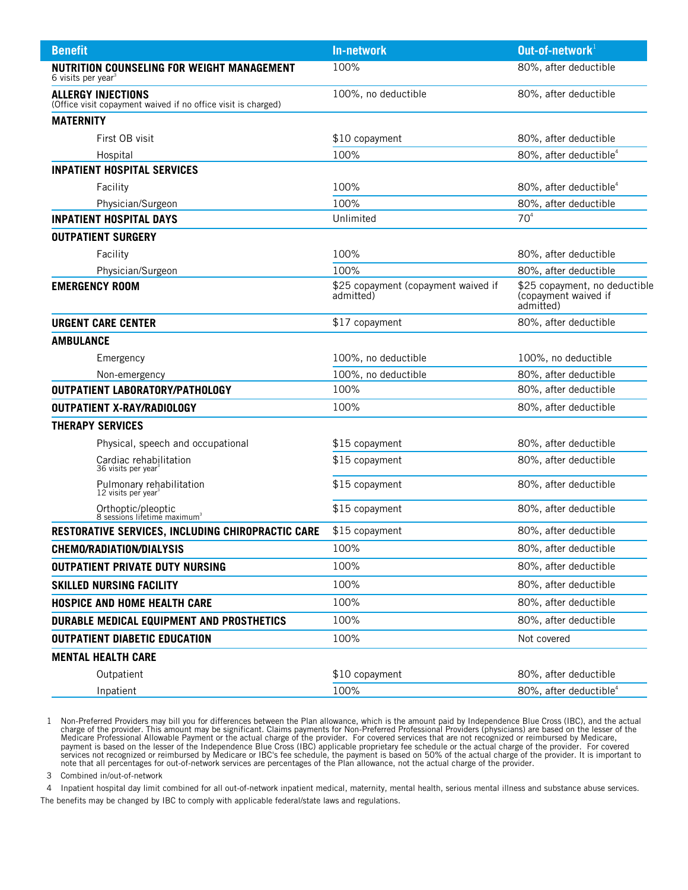| Benefit | In-network | Out-of-network[1] |
|---|---|---|
| **NUTRITION COUNSELING FOR WEIGHT MANAGEMENT** 6 visits per year[3] | 100% | 80%, after deductible |
| **ALLERGY INJECTIONS** (Office visit copayment waived if no office visit is charged) | 100%, no deductible | 80%, after deductible |
| **MATERNITY** | | |
| First OB visit | $10 copayment | 80%, after deductible |
| Hospital | 100% | 80%, after deductible[4] |
| **INPATIENT HOSPITAL SERVICES** | | |
| Facility | 100% | 80%, after deductible[4] |
| Physician/Surgeon | 100% | 80%, after deductible |
| **INPATIENT HOSPITAL DAYS** | Unlimited | 70[4] |
| **OUTPATIENT SURGERY** | | |
| Facility | 100% | 80%, after deductible |
| Physician/Surgeon | 100% | 80%, after deductible |
| **EMERGENCY ROOM** | $25 copayment (copayment waived if admitted) | $25 copayment, no deductible (copayment waived if admitted) |
| **URGENT CARE CENTER** | $17 copayment | 80%, after deductible |
| **AMBULANCE** | | |
| Emergency | 100%, no deductible | 100%, no deductible |
| Non-emergency | 100%, no deductible | 80%, after deductible |
| **OUTPATIENT LABORATORY/PATHOLOGY** | 100% | 80%, after deductible |
| **OUTPATIENT X-RAY/RADIOLOGY** | 100% | 80%, after deductible |
| **THERAPY SERVICES** | | |
| Physical, speech and occupational | $15 copayment | 80%, after deductible |
| Cardiac rehabilitation 36 visits per year[3] | $15 copayment | 80%, after deductible |
| Pulmonary rehabilitation 12 visits per year[3] | $15 copayment | 80%, after deductible |
| Orthoptic/pleoptic 8 sessions lifetime maximum[3] | $15 copayment | 80%, after deductible |
| **RESTORATIVE SERVICES, INCLUDING CHIROPRACTIC CARE** | $15 copayment | 80%, after deductible |
| **CHEMO/RADIATION/DIALYSIS** | 100% | 80%, after deductible |
| **OUTPATIENT PRIVATE DUTY NURSING** | 100% | 80%, after deductible |
| **SKILLED NURSING FACILITY** | 100% | 80%, after deductible |
| **HOSPICE AND HOME HEALTH CARE** | 100% | 80%, after deductible |
| **DURABLE MEDICAL EQUIPMENT AND PROSTHETICS** | 100% | 80%, after deductible |
| **OUTPATIENT DIABETIC EDUCATION** | 100% | Not covered |
| **MENTAL HEALTH CARE** | | |
| Outpatient | $10 copayment | 80%, after deductible |
| Inpatient | 100% | 80%, after deductible[4] |

1 Non-Preferred Providers may bill you for differences between the Plan allowance, which is the amount paid by Independence Blue Cross (IBC), and the actual charge of the provider. This amount may be significant. Claims payments for Non-Preferred Professional Providers (physicians) are based on the lesser of the Medicare Professional Allowable Payment or the actual charge of the provider. For covered services that are not recognized or reimbursed by Medicare, payment is based on the lesser of the Independence Blue Cross (IBC) applicable proprietary fee schedule or the actual charge of the provider. For covered services not recognized or reimbursed by Medicare or IBC's fee schedule, the payment is based on 50% of the actual charge of the provider. It is important to note that all percentages for out-of-network services are percentages of the Plan allowance, not the actual charge of the provider.

3 Combined in/out-of-network

4 Inpatient hospital day limit combined for all out-of-network inpatient medical, maternity, mental health, serious mental illness and substance abuse services.

The benefits may be changed by IBC to comply with applicable federal/state laws and regulations.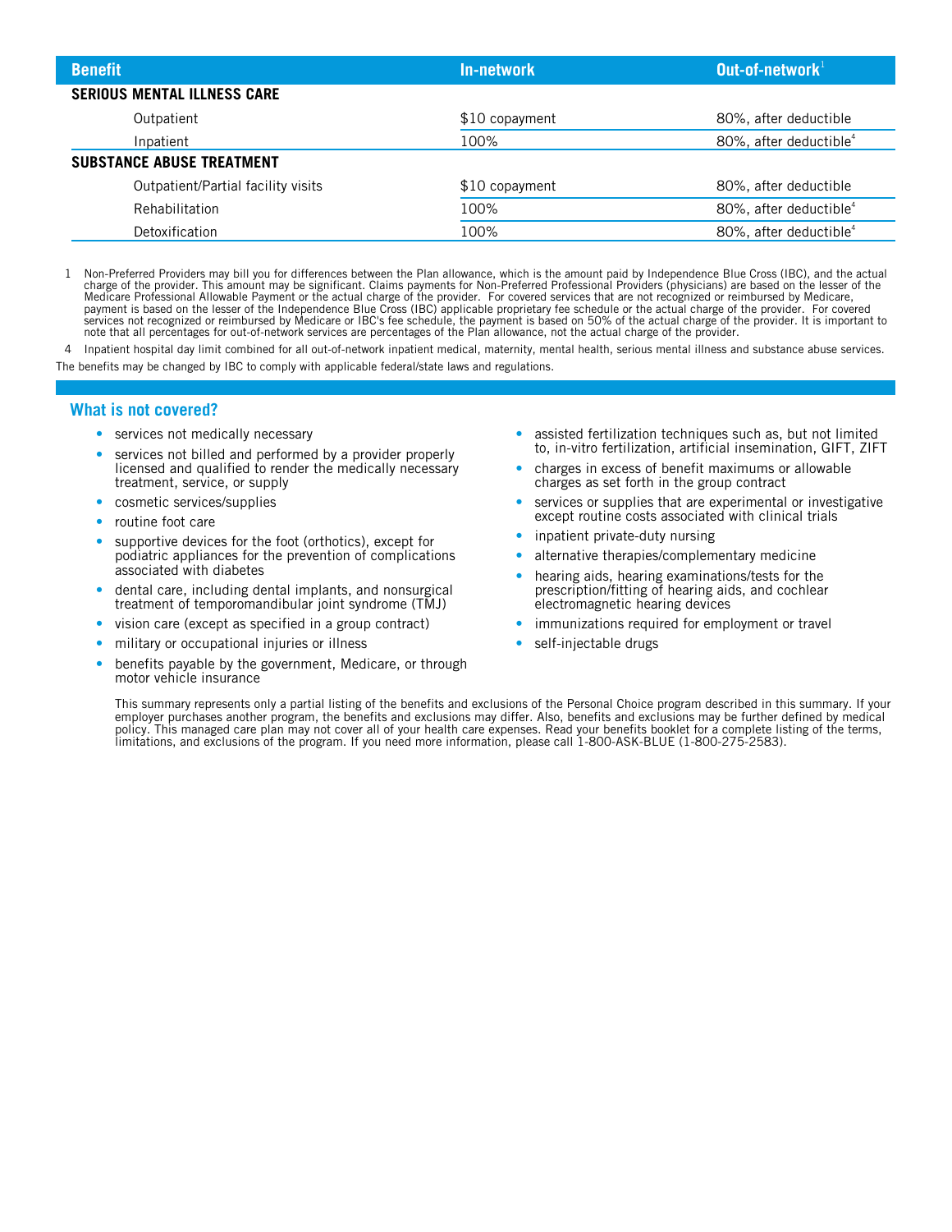| Benefit | In-network | Out-of-network[1] |
|---|---|---|
| **SERIOUS MENTAL ILLNESS CARE** | | |
| Outpatient | $10 copayment | 80%, after deductible |
| Inpatient | 100% | 80%, after deductible[4] |
| **SUBSTANCE ABUSE TREATMENT** | | |
| Outpatient/Partial facility visits | $10 copayment | 80%, after deductible |
| Rehabilitation | 100% | 80%, after deductible[4] |
| Detoxification | 100% | 80%, after deductible[4] |

1 Non-Preferred Providers may bill you for differences between the Plan allowance, which is the amount paid by Independence Blue Cross (IBC), and the actual charge of the provider. This amount may be significant. Claims payments for Non-Preferred Professional Providers (physicians) are based on the lesser of the Medicare Professional Allowable Payment or the actual charge of the provider. For covered services that are not recognized or reimbursed by Medicare, payment is based on the lesser of the Independence Blue Cross (IBC) applicable proprietary fee schedule or the actual charge of the provider. For covered services not recognized or reimbursed by Medicare or IBC's fee schedule, the payment is based on 50% of the actual charge of the provider. It is important to note that all percentages for out-of-network services are percentages of the Plan allowance, not the actual charge of the provider.

4 Inpatient hospital day limit combined for all out-of-network inpatient medical, maternity, mental health, serious mental illness and substance abuse services.

The benefits may be changed by IBC to comply with applicable federal/state laws and regulations.

## What is not covered?

- services not medically necessary
- services not billed and performed by a provider properly licensed and qualified to render the medically necessary treatment, service, or supply
- cosmetic services/supplies
- routine foot care
- supportive devices for the foot (orthotics), except for podiatric appliances for the prevention of complications associated with diabetes
- dental care, including dental implants, and nonsurgical treatment of temporomandibular joint syndrome (TMJ)
- vision care (except as specified in a group contract)
- military or occupational injuries or illness
- benefits payable by the government, Medicare, or through motor vehicle insurance
- assisted fertilization techniques such as, but not limited to, in-vitro fertilization, artificial insemination, GIFT, ZIFT
- charges in excess of benefit maximums or allowable charges as set forth in the group contract
- services or supplies that are experimental or investigative except routine costs associated with clinical trials
- inpatient private-duty nursing
- alternative therapies/complementary medicine
- hearing aids, hearing examinations/tests for the prescription/fitting of hearing aids, and cochlear electromagnetic hearing devices
- immunizations required for employment or travel
- self-injectable drugs

This summary represents only a partial listing of the benefits and exclusions of the Personal Choice program described in this summary. If your employer purchases another program, the benefits and exclusions may differ. Also, benefits and exclusions may be further defined by medical policy. This managed care plan may not cover all of your health care expenses. Read your benefits booklet for a complete listing of the terms, limitations, and exclusions of the program. If you need more information, please call 1-800-ASK-BLUE (1-800-275-2583).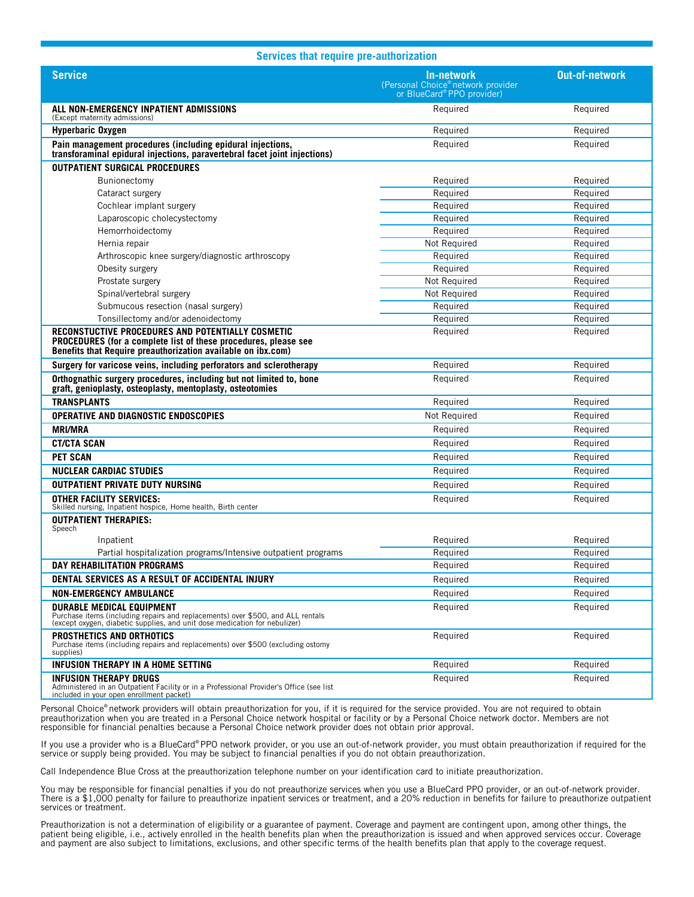## Services that require pre-authorization

| Service | In-network (Personal Choice® network provider or BlueCard® PPO provider) | Out-of-network |
|---|---|---|
| **ALL NON-EMERGENCY INPATIENT ADMISSIONS** (Except maternity admissions) | Required | Required |
| **Hyperbaric Oxygen** | Required | Required |
| **Pain management procedures (including epidural injections, transforaminal epidural injections, paravertebral facet joint injections)** | Required | Required |
| **OUTPATIENT SURGICAL PROCEDURES** | | |
| Bunionectomy | Required | Required |
| Cataract surgery | Required | Required |
| Cochlear implant surgery | Required | Required |
| Laparoscopic cholecystectomy | Required | Required |
| Hemorrhoidectomy | Required | Required |
| Hernia repair | Not Required | Required |
| Arthroscopic knee surgery/diagnostic arthroscopy | Required | Required |
| Obesity surgery | Required | Required |
| Prostate surgery | Not Required | Required |
| Spinal/vertebral surgery | Not Required | Required |
| Submucous resection (nasal surgery) | Required | Required |
| Tonsillectomy and/or adenoidectomy | Required | Required |
| **RECONSTUCTIVE PROCEDURES AND POTENTIALLY COSMETIC PROCEDURES (for a complete list of these procedures, please see Benefits that Require preauthorization available on ibx.com)** | Required | Required |
| **Surgery for varicose veins, including perforators and sclerotherapy** | Required | Required |
| **Orthognathic surgery procedures, including but not limited to, bone graft, genioplasty, osteoplasty, mentoplasty, osteotomies** | Required | Required |
| **TRANSPLANTS** | Required | Required |
| **OPERATIVE AND DIAGNOSTIC ENDOSCOPIES** | Not Required | Required |
| **MRI/MRA** | Required | Required |
| **CT/CTA SCAN** | Required | Required |
| **PET SCAN** | Required | Required |
| **NUCLEAR CARDIAC STUDIES** | Required | Required |
| **OUTPATIENT PRIVATE DUTY NURSING** | Required | Required |
| **OTHER FACILITY SERVICES:** Skilled nursing, Inpatient hospice, Home health, Birth center | Required | Required |
| **OUTPATIENT THERAPIES:** Speech | | |
| Inpatient | Required | Required |
| Partial hospitalization programs/Intensive outpatient programs | Required | Required |
| **DAY REHABILITATION PROGRAMS** | Required | Required |
| **DENTAL SERVICES AS A RESULT OF ACCIDENTAL INJURY** | Required | Required |
| **NON-EMERGENCY AMBULANCE** | Required | Required |
| **DURABLE MEDICAL EQUIPMENT** Purchase items (including repairs and replacements) over $500, and ALL rentals (except oxygen, diabetic supplies, and unit dose medication for nebulizer) | Required | Required |
| **PROSTHETICS AND ORTHOTICS** Purchase items (including repairs and replacements) over $500 (excluding ostomy supplies) | Required | Required |
| **INFUSION THERAPY IN A HOME SETTING** | Required | Required |
| **INFUSION THERAPY DRUGS** Administered in an Outpatient Facility or in a Professional Provider's Office (see list included in your open enrollment packet) | Required | Required |

Personal Choice® network providers will obtain preauthorization for you, if it is required for the service provided. You are not required to obtain preauthorization when you are treated in a Personal Choice network hospital or facility or by a Personal Choice network doctor. Members are not responsible for financial penalties because a Personal Choice network provider does not obtain prior approval.

If you use a provider who is a BlueCard® PPO network provider, or you use an out-of-network provider, you must obtain preauthorization if required for the service or supply being provided. You may be subject to financial penalties if you do not obtain preauthorization.

Call Independence Blue Cross at the preauthorization telephone number on your identification card to initiate preauthorization.

You may be responsible for financial penalties if you do not preauthorize services when you use a BlueCard PPO provider, or an out-of-network provider. There is a $1,000 penalty for failure to preauthorize inpatient services or treatment, and a 20% reduction in benefits for failure to preauthorize outpatient services or treatment.

Preauthorization is not a determination of eligibility or a guarantee of payment. Coverage and payment are contingent upon, among other things, the patient being eligible, i.e., actively enrolled in the health benefits plan when the preauthorization is issued and when approved services occur. Coverage and payment are also subject to limitations, exclusions, and other specific terms of the health benefits plan that apply to the coverage request.